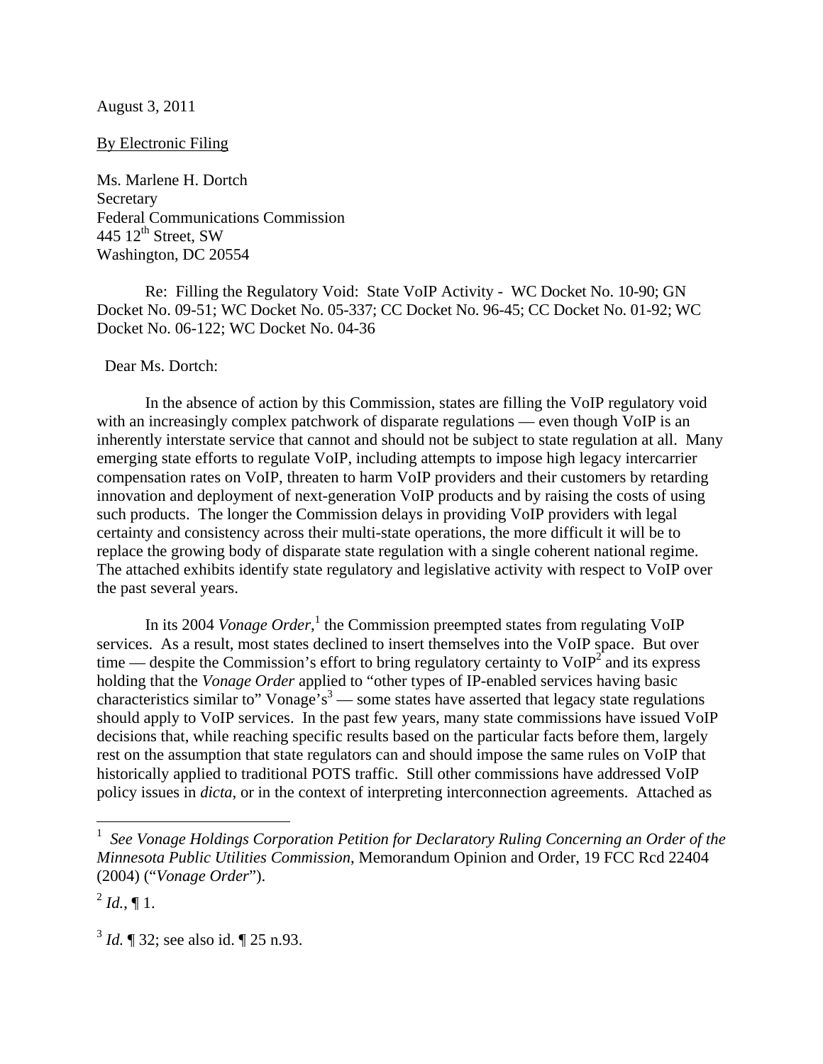August 3, 2011

By Electronic Filing

Ms. Marlene H. Dortch
Secretary
Federal Communications Commission
445 12th Street, SW
Washington, DC 20554

Re: Filling the Regulatory Void: State VoIP Activity - WC Docket No. 10-90; GN Docket No. 09-51; WC Docket No. 05-337; CC Docket No. 96-45; CC Docket No. 01-92; WC Docket No. 06-122; WC Docket No. 04-36

Dear Ms. Dortch:

In the absence of action by this Commission, states are filling the VoIP regulatory void with an increasingly complex patchwork of disparate regulations — even though VoIP is an inherently interstate service that cannot and should not be subject to state regulation at all. Many emerging state efforts to regulate VoIP, including attempts to impose high legacy intercarrier compensation rates on VoIP, threaten to harm VoIP providers and their customers by retarding innovation and deployment of next-generation VoIP products and by raising the costs of using such products. The longer the Commission delays in providing VoIP providers with legal certainty and consistency across their multi-state operations, the more difficult it will be to replace the growing body of disparate state regulation with a single coherent national regime. The attached exhibits identify state regulatory and legislative activity with respect to VoIP over the past several years.

In its 2004 *Vonage Order*,[1] the Commission preempted states from regulating VoIP services. As a result, most states declined to insert themselves into the VoIP space. But over time — despite the Commission's effort to bring regulatory certainty to VoIP[2] and its express holding that the *Vonage Order* applied to "other types of IP-enabled services having basic characteristics similar to" Vonage's[3] — some states have asserted that legacy state regulations should apply to VoIP services. In the past few years, many state commissions have issued VoIP decisions that, while reaching specific results based on the particular facts before them, largely rest on the assumption that state regulators can and should impose the same rules on VoIP that historically applied to traditional POTS traffic. Still other commissions have addressed VoIP policy issues in *dicta*, or in the context of interpreting interconnection agreements. Attached as

---

[1] *See Vonage Holdings Corporation Petition for Declaratory Ruling Concerning an Order of the Minnesota Public Utilities Commission*, Memorandum Opinion and Order, 19 FCC Rcd 22404 (2004) ("*Vonage Order*").

[2] *Id.*, ¶ 1.

[3] *Id.* ¶ 32; see also id. ¶ 25 n.93.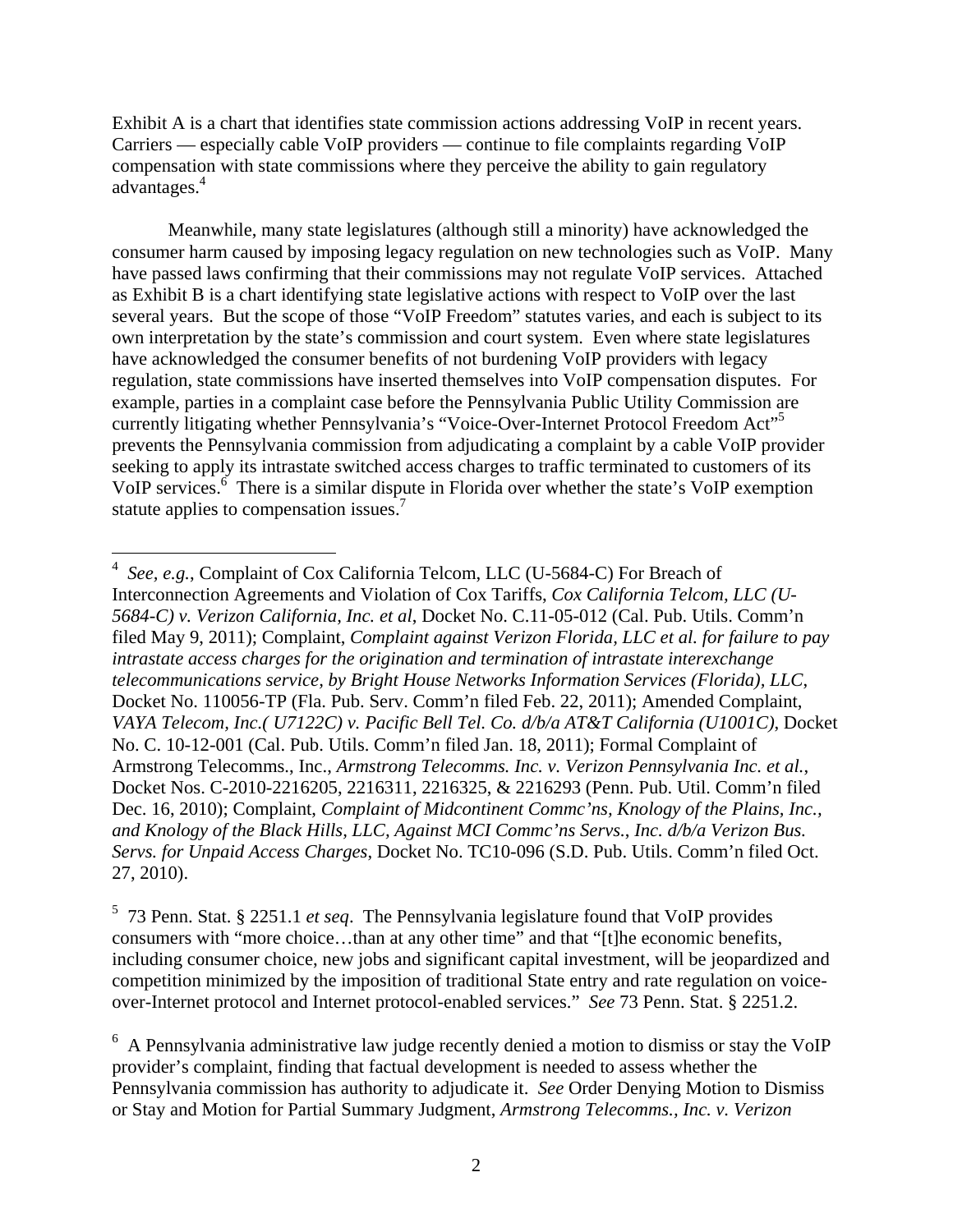Exhibit A is a chart that identifies state commission actions addressing VoIP in recent years. Carriers — especially cable VoIP providers — continue to file complaints regarding VoIP compensation with state commissions where they perceive the ability to gain regulatory advantages.[4]

Meanwhile, many state legislatures (although still a minority) have acknowledged the consumer harm caused by imposing legacy regulation on new technologies such as VoIP. Many have passed laws confirming that their commissions may not regulate VoIP services. Attached as Exhibit B is a chart identifying state legislative actions with respect to VoIP over the last several years. But the scope of those "VoIP Freedom" statutes varies, and each is subject to its own interpretation by the state's commission and court system. Even where state legislatures have acknowledged the consumer benefits of not burdening VoIP providers with legacy regulation, state commissions have inserted themselves into VoIP compensation disputes. For example, parties in a complaint case before the Pennsylvania Public Utility Commission are currently litigating whether Pennsylvania's "Voice-Over-Internet Protocol Freedom Act"[5] prevents the Pennsylvania commission from adjudicating a complaint by a cable VoIP provider seeking to apply its intrastate switched access charges to traffic terminated to customers of its VoIP services.[6] There is a similar dispute in Florida over whether the state's VoIP exemption statute applies to compensation issues.[7]

---

[4] *See, e.g.*, Complaint of Cox California Telcom, LLC (U-5684-C) For Breach of Interconnection Agreements and Violation of Cox Tariffs, *Cox California Telcom, LLC (U-5684-C) v. Verizon California, Inc. et al*, Docket No. C.11-05-012 (Cal. Pub. Utils. Comm'n filed May 9, 2011); Complaint, *Complaint against Verizon Florida, LLC et al. for failure to pay intrastate access charges for the origination and termination of intrastate interexchange telecommunications service, by Bright House Networks Information Services (Florida), LLC*, Docket No. 110056-TP (Fla. Pub. Serv. Comm'n filed Feb. 22, 2011); Amended Complaint, *VAYA Telecom, Inc.( U7122C) v. Pacific Bell Tel. Co. d/b/a AT&T California (U1001C)*, Docket No. C. 10-12-001 (Cal. Pub. Utils. Comm'n filed Jan. 18, 2011); Formal Complaint of Armstrong Telecomms., Inc., *Armstrong Telecomms. Inc. v. Verizon Pennsylvania Inc. et al.*, Docket Nos. C-2010-2216205, 2216311, 2216325, & 2216293 (Penn. Pub. Util. Comm'n filed Dec. 16, 2010); Complaint, *Complaint of Midcontinent Commc'ns, Knology of the Plains, Inc., and Knology of the Black Hills, LLC, Against MCI Commc'ns Servs., Inc. d/b/a Verizon Bus. Servs. for Unpaid Access Charges*, Docket No. TC10-096 (S.D. Pub. Utils. Comm'n filed Oct. 27, 2010).

[5] 73 Penn. Stat. § 2251.1 *et seq*. The Pennsylvania legislature found that VoIP provides consumers with "more choice…than at any other time" and that "[t]he economic benefits, including consumer choice, new jobs and significant capital investment, will be jeopardized and competition minimized by the imposition of traditional State entry and rate regulation on voice-over-Internet protocol and Internet protocol-enabled services." *See* 73 Penn. Stat. § 2251.2.

[6] A Pennsylvania administrative law judge recently denied a motion to dismiss or stay the VoIP provider's complaint, finding that factual development is needed to assess whether the Pennsylvania commission has authority to adjudicate it. *See* Order Denying Motion to Dismiss or Stay and Motion for Partial Summary Judgment, *Armstrong Telecomms., Inc. v. Verizon*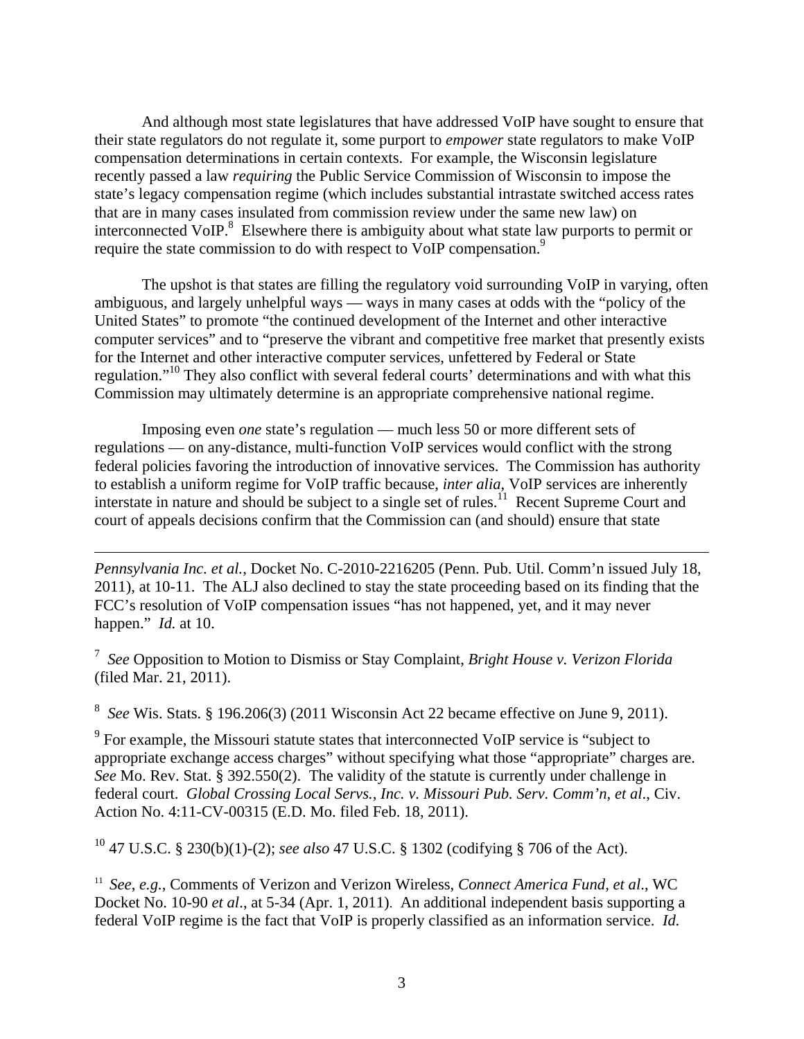And although most state legislatures that have addressed VoIP have sought to ensure that their state regulators do not regulate it, some purport to *empower* state regulators to make VoIP compensation determinations in certain contexts. For example, the Wisconsin legislature recently passed a law *requiring* the Public Service Commission of Wisconsin to impose the state's legacy compensation regime (which includes substantial intrastate switched access rates that are in many cases insulated from commission review under the same new law) on interconnected VoIP.[8] Elsewhere there is ambiguity about what state law purports to permit or require the state commission to do with respect to VoIP compensation.[9]

The upshot is that states are filling the regulatory void surrounding VoIP in varying, often ambiguous, and largely unhelpful ways — ways in many cases at odds with the "policy of the United States" to promote "the continued development of the Internet and other interactive computer services" and to "preserve the vibrant and competitive free market that presently exists for the Internet and other interactive computer services, unfettered by Federal or State regulation."[10] They also conflict with several federal courts' determinations and with what this Commission may ultimately determine is an appropriate comprehensive national regime.

Imposing even *one* state's regulation — much less 50 or more different sets of regulations — on any-distance, multi-function VoIP services would conflict with the strong federal policies favoring the introduction of innovative services. The Commission has authority to establish a uniform regime for VoIP traffic because, *inter alia,* VoIP services are inherently interstate in nature and should be subject to a single set of rules.[11] Recent Supreme Court and court of appeals decisions confirm that the Commission can (and should) ensure that state

---

*Pennsylvania Inc. et al.*, Docket No. C-2010-2216205 (Penn. Pub. Util. Comm'n issued July 18, 2011), at 10-11. The ALJ also declined to stay the state proceeding based on its finding that the FCC's resolution of VoIP compensation issues "has not happened, yet, and it may never happen." *Id.* at 10.

[7] *See* Opposition to Motion to Dismiss or Stay Complaint, *Bright House v. Verizon Florida* (filed Mar. 21, 2011).

[8] *See* Wis. Stats. § 196.206(3) (2011 Wisconsin Act 22 became effective on June 9, 2011).

[9] For example, the Missouri statute states that interconnected VoIP service is "subject to appropriate exchange access charges" without specifying what those "appropriate" charges are. *See* Mo. Rev. Stat. § 392.550(2). The validity of the statute is currently under challenge in federal court. *Global Crossing Local Servs., Inc. v. Missouri Pub. Serv. Comm'n, et al.*, Civ. Action No. 4:11-CV-00315 (E.D. Mo. filed Feb. 18, 2011).

[10] 47 U.S.C. § 230(b)(1)-(2); *see also* 47 U.S.C. § 1302 (codifying § 706 of the Act).

[11] *See, e.g.*, Comments of Verizon and Verizon Wireless, *Connect America Fund, et al*., WC Docket No. 10-90 *et al*., at 5-34 (Apr. 1, 2011). An additional independent basis supporting a federal VoIP regime is the fact that VoIP is properly classified as an information service. *Id.*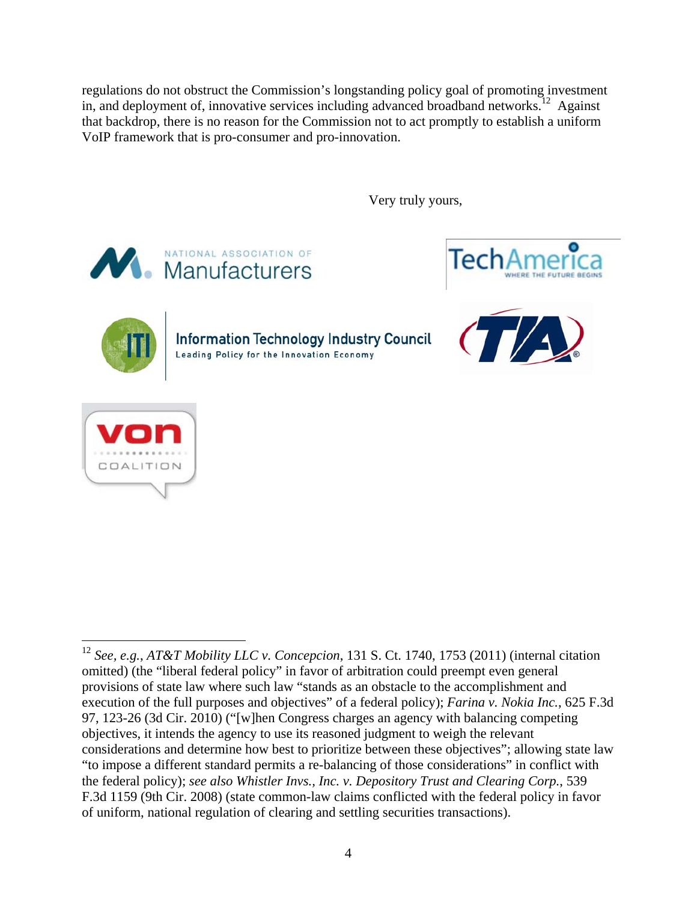regulations do not obstruct the Commission's longstanding policy goal of promoting investment in, and deployment of, innovative services including advanced broadband networks.[12] Against that backdrop, there is no reason for the Commission not to act promptly to establish a uniform VoIP framework that is pro-consumer and pro-innovation.

Very truly yours,

NATIONAL ASSOCIATION OF Manufacturers

TechAmerica WHERE THE FUTURE BEGINS

Information Technology Industry Council Leading Policy for the Innovation Economy

TIA

von COALITION

---

[12] *See, e.g.*, *AT&T Mobility LLC v. Concepcion*, 131 S. Ct. 1740, 1753 (2011) (internal citation omitted) (the "liberal federal policy" in favor of arbitration could preempt even general provisions of state law where such law "stands as an obstacle to the accomplishment and execution of the full purposes and objectives" of a federal policy); *Farina v. Nokia Inc.*, 625 F.3d 97, 123-26 (3d Cir. 2010) ("[w]hen Congress charges an agency with balancing competing objectives, it intends the agency to use its reasoned judgment to weigh the relevant considerations and determine how best to prioritize between these objectives"; allowing state law "to impose a different standard permits a re-balancing of those considerations" in conflict with the federal policy); *see also Whistler Invs., Inc. v. Depository Trust and Clearing Corp.*, 539 F.3d 1159 (9th Cir. 2008) (state common-law claims conflicted with the federal policy in favor of uniform, national regulation of clearing and settling securities transactions).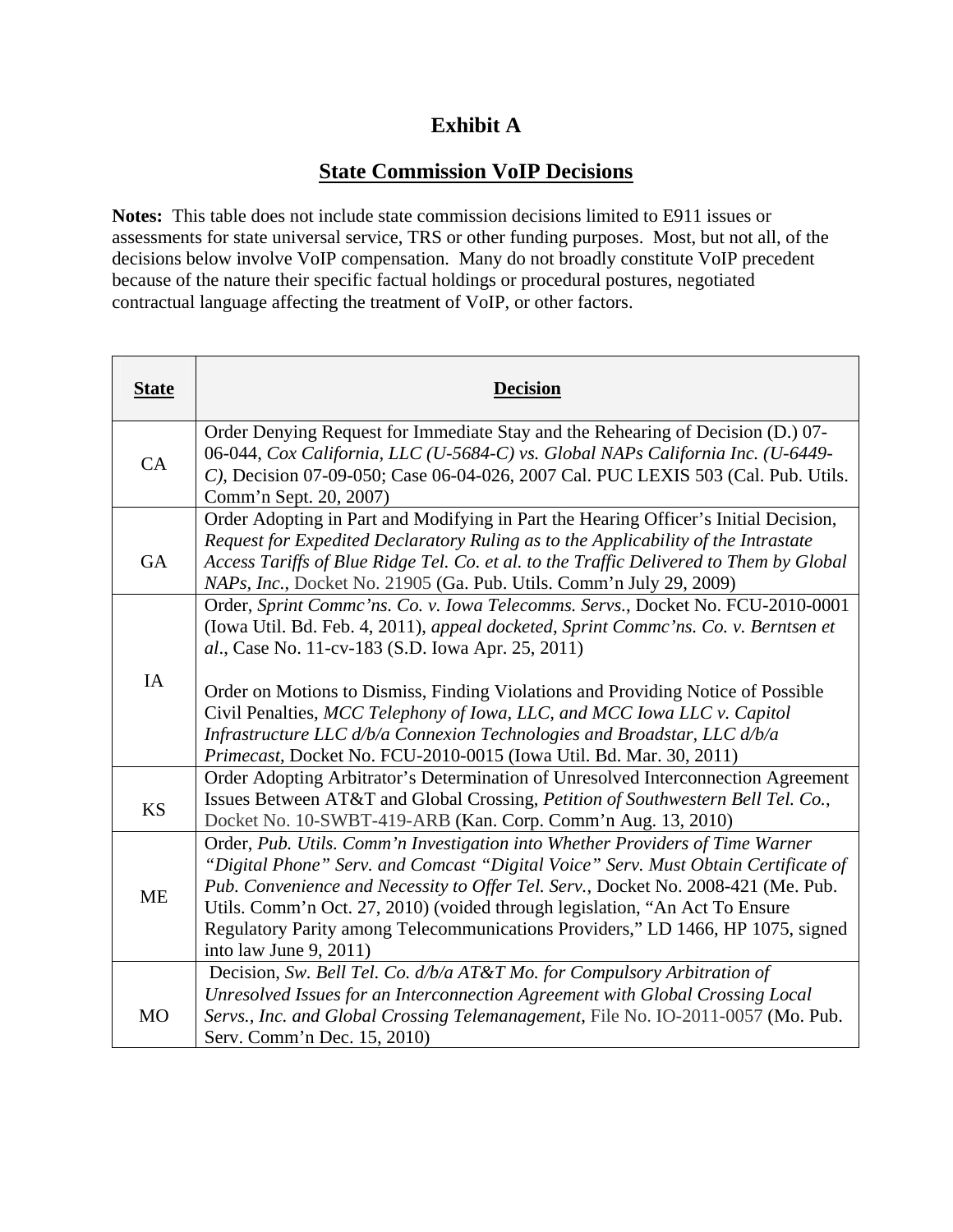# Exhibit A

## State Commission VoIP Decisions

**Notes:** This table does not include state commission decisions limited to E911 issues or assessments for state universal service, TRS or other funding purposes. Most, but not all, of the decisions below involve VoIP compensation. Many do not broadly constitute VoIP precedent because of the nature their specific factual holdings or procedural postures, negotiated contractual language affecting the treatment of VoIP, or other factors.

| **State** | **Decision** |
|---|---|
| CA | Order Denying Request for Immediate Stay and the Rehearing of Decision (D.) 07-06-044, *Cox California, LLC (U-5684-C) vs. Global NAPs California Inc. (U-6449-C)*, Decision 07-09-050; Case 06-04-026, 2007 Cal. PUC LEXIS 503 (Cal. Pub. Utils. Comm'n Sept. 20, 2007) |
| GA | Order Adopting in Part and Modifying in Part the Hearing Officer's Initial Decision, *Request for Expedited Declaratory Ruling as to the Applicability of the Intrastate Access Tariffs of Blue Ridge Tel. Co. et al. to the Traffic Delivered to Them by Global NAPs, Inc.*, Docket No. 21905 (Ga. Pub. Utils. Comm'n July 29, 2009) |
| IA | Order, *Sprint Commc'ns. Co. v. Iowa Telecomms. Servs.*, Docket No. FCU-2010-0001 (Iowa Util. Bd. Feb. 4, 2011), *appeal docketed*, *Sprint Commc'ns. Co. v. Berntsen et al.*, Case No. 11-cv-183 (S.D. Iowa Apr. 25, 2011)<br><br>Order on Motions to Dismiss, Finding Violations and Providing Notice of Possible Civil Penalties, *MCC Telephony of Iowa, LLC, and MCC Iowa LLC v. Capitol Infrastructure LLC d/b/a Connexion Technologies and Broadstar, LLC d/b/a Primecast*, Docket No. FCU-2010-0015 (Iowa Util. Bd. Mar. 30, 2011) |
| KS | Order Adopting Arbitrator's Determination of Unresolved Interconnection Agreement Issues Between AT&T and Global Crossing, *Petition of Southwestern Bell Tel. Co.*, Docket No. 10-SWBT-419-ARB (Kan. Corp. Comm'n Aug. 13, 2010) |
| ME | Order, *Pub. Utils. Comm'n Investigation into Whether Providers of Time Warner "Digital Phone" Serv. and Comcast "Digital Voice" Serv. Must Obtain Certificate of Pub. Convenience and Necessity to Offer Tel. Serv.*, Docket No. 2008-421 (Me. Pub. Utils. Comm'n Oct. 27, 2010) (voided through legislation, "An Act To Ensure Regulatory Parity among Telecommunications Providers," LD 1466, HP 1075, signed into law June 9, 2011) |
| MO | Decision, *Sw. Bell Tel. Co. d/b/a AT&T Mo. for Compulsory Arbitration of Unresolved Issues for an Interconnection Agreement with Global Crossing Local Servs., Inc. and Global Crossing Telemanagement*, File No. IO-2011-0057 (Mo. Pub. Serv. Comm'n Dec. 15, 2010) |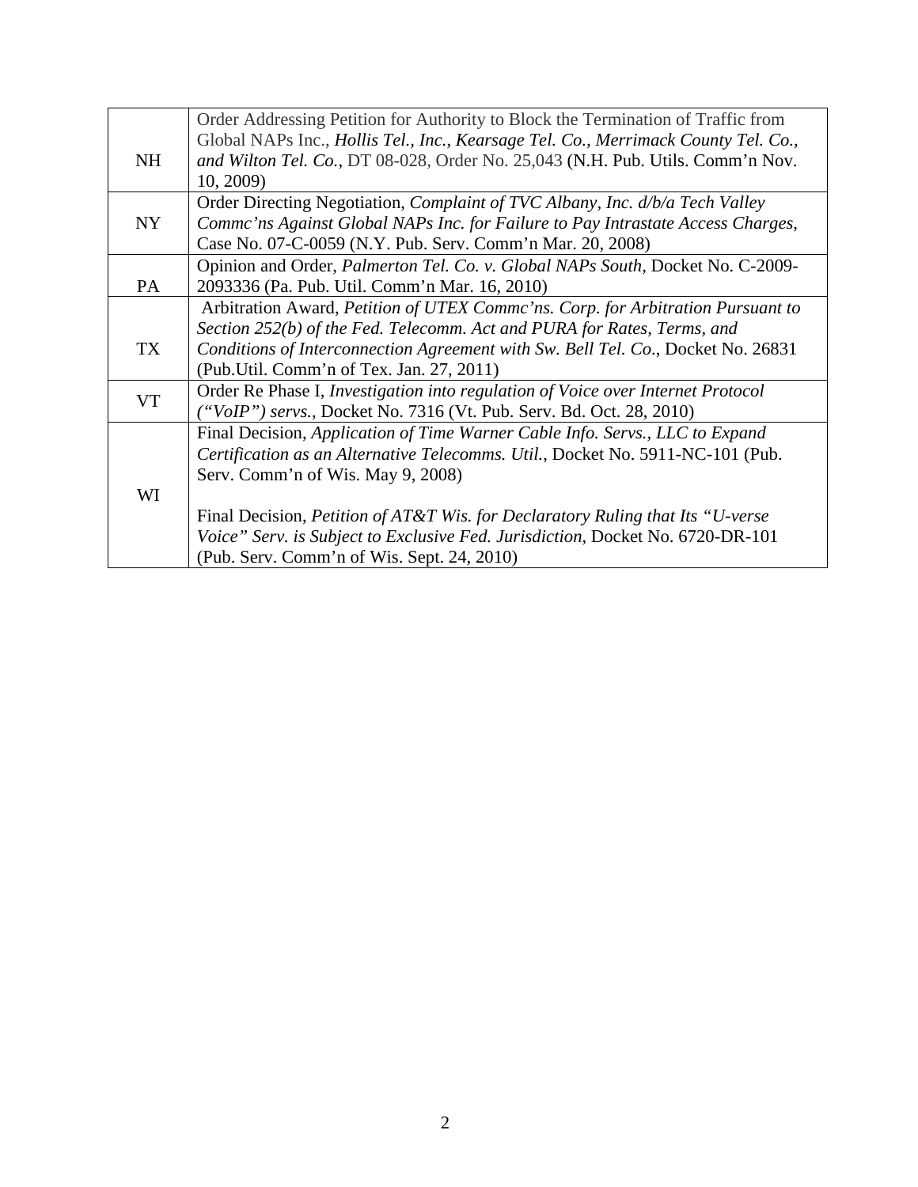| | |
|---|---|
| NH | Order Addressing Petition for Authority to Block the Termination of Traffic from Global NAPs Inc., *Hollis Tel., Inc., Kearsage Tel. Co., Merrimack County Tel. Co., and Wilton Tel. Co.*, DT 08-028, Order No. 25,043 (N.H. Pub. Utils. Comm'n Nov. 10, 2009) |
| NY | Order Directing Negotiation, *Complaint of TVC Albany, Inc. d/b/a Tech Valley Commc'ns Against Global NAPs Inc. for Failure to Pay Intrastate Access Charges*, Case No. 07-C-0059 (N.Y. Pub. Serv. Comm'n Mar. 20, 2008) |
| PA | Opinion and Order, *Palmerton Tel. Co. v. Global NAPs South*, Docket No. C-2009-2093336 (Pa. Pub. Util. Comm'n Mar. 16, 2010) |
| TX | Arbitration Award, *Petition of UTEX Commc'ns. Corp. for Arbitration Pursuant to Section 252(b) of the Fed. Telecomm. Act and PURA for Rates, Terms, and Conditions of Interconnection Agreement with Sw. Bell Tel. Co*., Docket No. 26831 (Pub.Util. Comm'n of Tex. Jan. 27, 2011) |
| VT | Order Re Phase I, *Investigation into regulation of Voice over Internet Protocol ("VoIP") servs.*, Docket No. 7316 (Vt. Pub. Serv. Bd. Oct. 28, 2010) |
| WI | Final Decision, *Application of Time Warner Cable Info. Servs., LLC to Expand Certification as an Alternative Telecomms. Util.*, Docket No. 5911-NC-101 (Pub. Serv. Comm'n of Wis. May 9, 2008)<br><br>Final Decision, *Petition of AT&T Wis. for Declaratory Ruling that Its "U-verse Voice" Serv. is Subject to Exclusive Fed. Jurisdiction*, Docket No. 6720-DR-101 (Pub. Serv. Comm'n of Wis. Sept. 24, 2010) |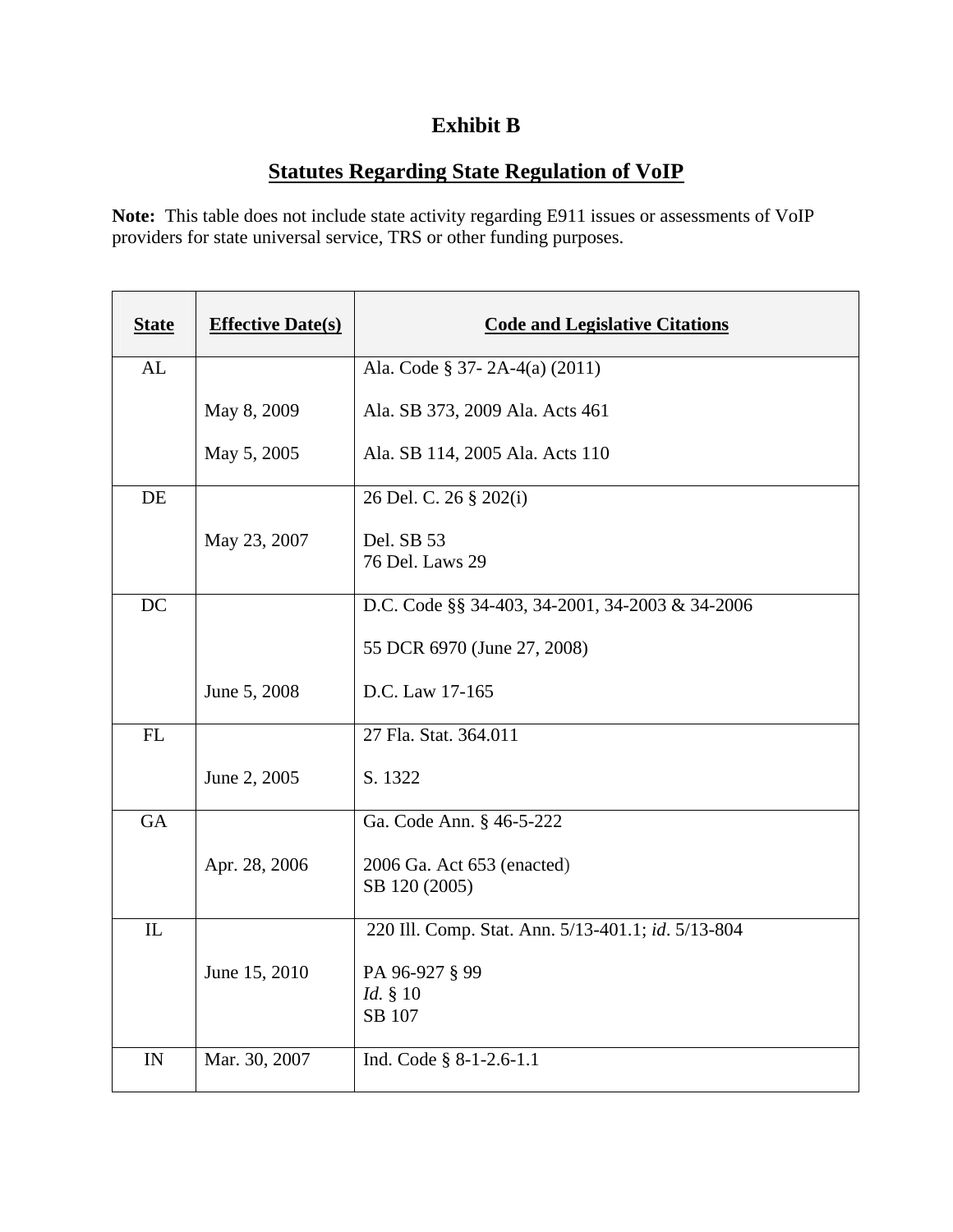# Exhibit B

## Statutes Regarding State Regulation of VoIP

**Note:** This table does not include state activity regarding E911 issues or assessments of VoIP providers for state universal service, TRS or other funding purposes.

| State | Effective Date(s) | Code and Legislative Citations |
|---|---|---|
| AL | | Ala. Code § 37- 2A-4(a) (2011) |
| | May 8, 2009 | Ala. SB 373, 2009 Ala. Acts 461 |
| | May 5, 2005 | Ala. SB 114, 2005 Ala. Acts 110 |
| DE | | 26 Del. C. 26 § 202(i) |
| | May 23, 2007 | Del. SB 53<br>76 Del. Laws 29 |
| DC | | D.C. Code §§ 34-403, 34-2001, 34-2003 & 34-2006 |
| | | 55 DCR 6970 (June 27, 2008) |
| | June 5, 2008 | D.C. Law 17-165 |
| FL | | 27 Fla. Stat. 364.011 |
| | June 2, 2005 | S. 1322 |
| GA | | Ga. Code Ann. § 46-5-222 |
| | Apr. 28, 2006 | 2006 Ga. Act 653 (enacted)<br>SB 120 (2005) |
| IL | | 220 Ill. Comp. Stat. Ann. 5/13-401.1; *id*. 5/13-804 |
| | June 15, 2010 | PA 96-927 § 99<br>*Id.* § 10<br>SB 107 |
| IN | Mar. 30, 2007 | Ind. Code § 8-1-2.6-1.1 |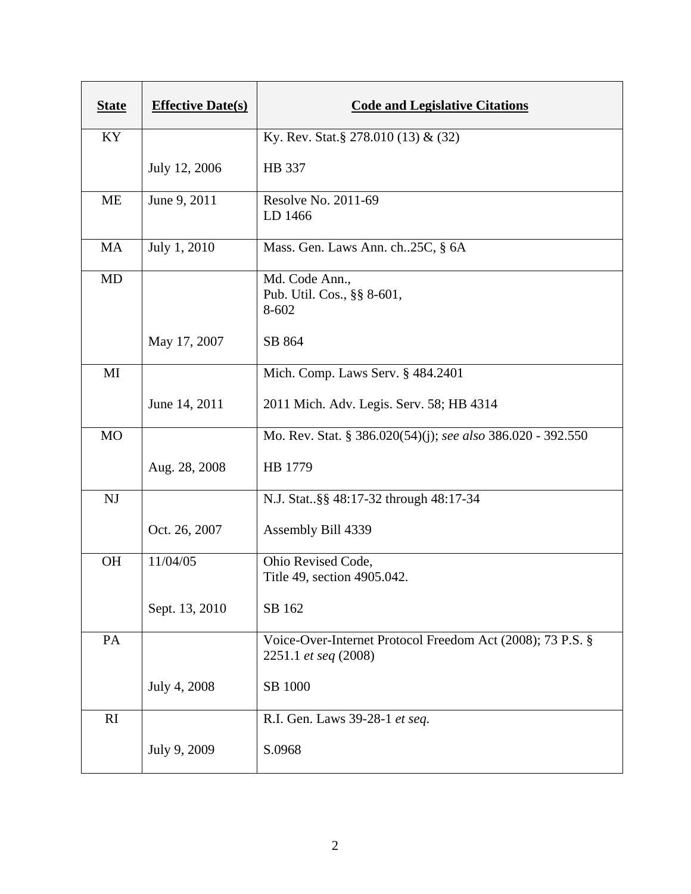| State | Effective Date(s) | Code and Legislative Citations |
|---|---|---|
| KY | <br><br>July 12, 2006 | Ky. Rev. Stat.§ 278.010 (13) & (32)<br><br>HB 337 |
| ME | June 9, 2011 | Resolve No. 2011-69<br>LD 1466 |
| MA | July 1, 2010 | Mass. Gen. Laws Ann. ch..25C, § 6A |
| MD | <br><br><br>May 17, 2007 | Md. Code Ann.,<br>Pub. Util. Cos., §§ 8-601,<br>8-602<br><br>SB 864 |
| MI | <br><br>June 14, 2011 | Mich. Comp. Laws Serv. § 484.2401<br><br>2011 Mich. Adv. Legis. Serv. 58; HB 4314 |
| MO | <br><br>Aug. 28, 2008 | Mo. Rev. Stat. § 386.020(54)(j); *see also* 386.020 - 392.550<br><br>HB 1779 |
| NJ | <br><br>Oct. 26, 2007 | N.J. Stat..§§ 48:17-32 through 48:17-34<br><br>Assembly Bill 4339 |
| OH | 11/04/05<br><br><br>Sept. 13, 2010 | Ohio Revised Code,<br>Title 49, section 4905.042.<br><br>SB 162 |
| PA | <br><br><br>July 4, 2008 | Voice-Over-Internet Protocol Freedom Act (2008); 73 P.S. § 2251.1 *et seq* (2008)<br><br>SB 1000 |
| RI | <br><br>July 9, 2009 | R.I. Gen. Laws 39-28-1 *et seq.*<br><br>S.0968 |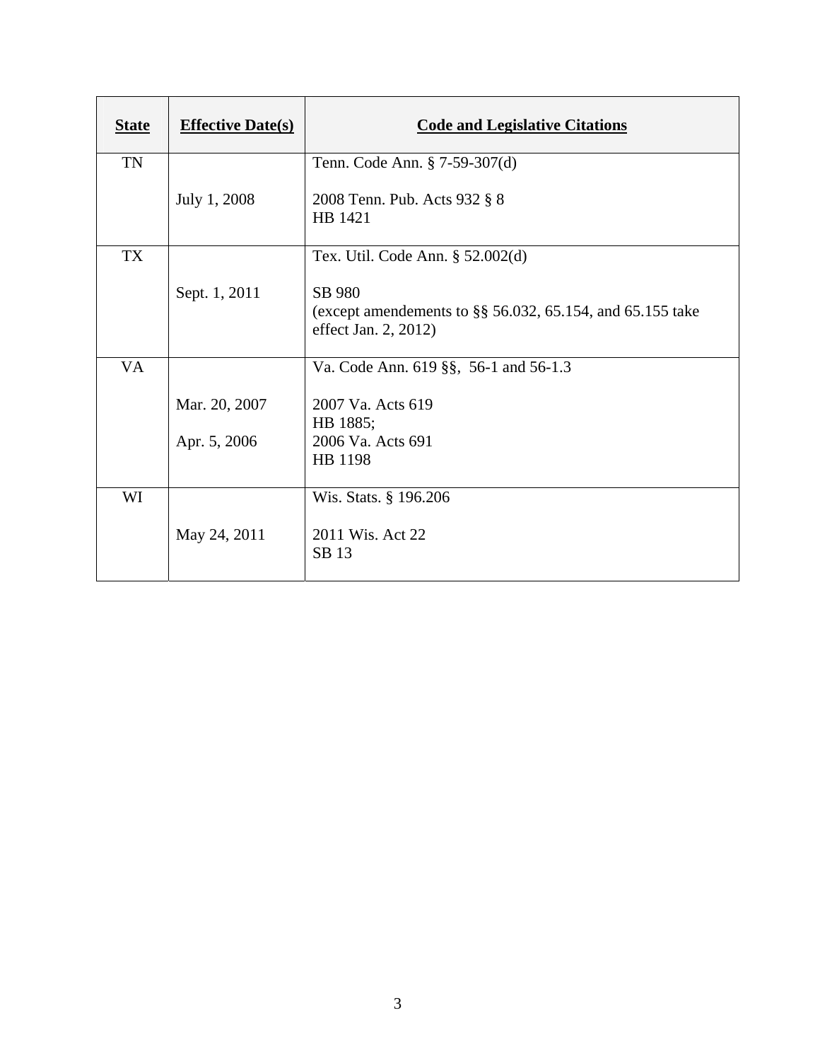| **State** | **Effective Date(s)** | **Code and Legislative Citations** |
|---|---|---|
| TN | July 1, 2008 | Tenn. Code Ann. § 7-59-307(d)<br><br>2008 Tenn. Pub. Acts 932 § 8<br>HB 1421 |
| TX | Sept. 1, 2011 | Tex. Util. Code Ann. § 52.002(d)<br><br>SB 980<br>(except amendements to §§ 56.032, 65.154, and 65.155 take effect Jan. 2, 2012) |
| VA | Mar. 20, 2007<br><br>Apr. 5, 2006 | Va. Code Ann. 619 §§, 56-1 and 56-1.3<br><br>2007 Va. Acts 619<br>HB 1885;<br>2006 Va. Acts 691<br>HB 1198 |
| WI | May 24, 2011 | Wis. Stats. § 196.206<br><br>2011 Wis. Act 22<br>SB 13 |